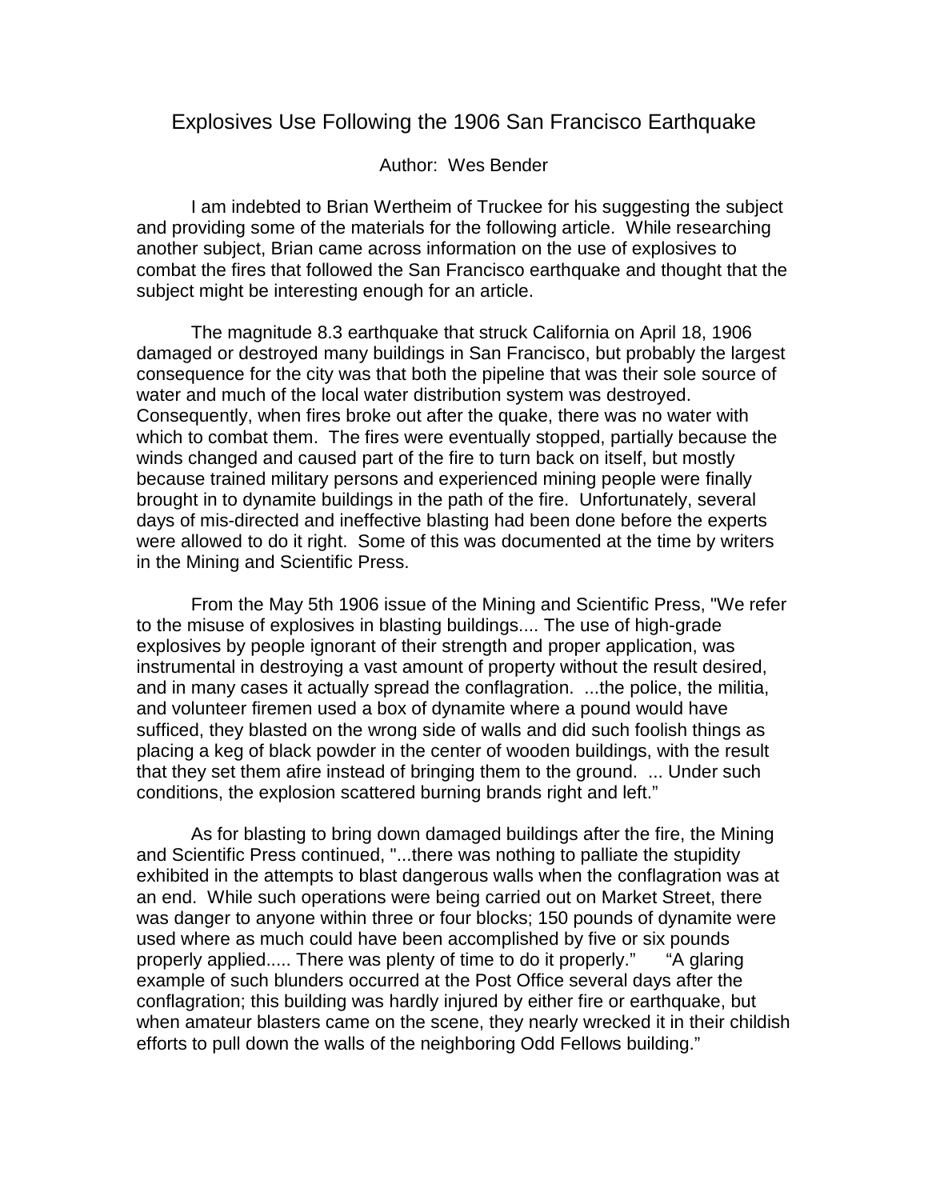# Explosives Use Following the 1906 San Francisco Earthquake

Author: Wes Bender

I am indebted to Brian Wertheim of Truckee for his suggesting the subject and providing some of the materials for the following article. While researching another subject, Brian came across information on the use of explosives to combat the fires that followed the San Francisco earthquake and thought that the subject might be interesting enough for an article.

The magnitude 8.3 earthquake that struck California on April 18, 1906 damaged or destroyed many buildings in San Francisco, but probably the largest consequence for the city was that both the pipeline that was their sole source of water and much of the local water distribution system was destroyed. Consequently, when fires broke out after the quake, there was no water with which to combat them. The fires were eventually stopped, partially because the winds changed and caused part of the fire to turn back on itself, but mostly because trained military persons and experienced mining people were finally brought in to dynamite buildings in the path of the fire. Unfortunately, several days of mis-directed and ineffective blasting had been done before the experts were allowed to do it right. Some of this was documented at the time by writers in the Mining and Scientific Press.

From the May 5th 1906 issue of the Mining and Scientific Press, "We refer to the misuse of explosives in blasting buildings.... The use of high-grade explosives by people ignorant of their strength and proper application, was instrumental in destroying a vast amount of property without the result desired, and in many cases it actually spread the conflagration. ...the police, the militia, and volunteer firemen used a box of dynamite where a pound would have sufficed, they blasted on the wrong side of walls and did such foolish things as placing a keg of black powder in the center of wooden buildings, with the result that they set them afire instead of bringing them to the ground. ... Under such conditions, the explosion scattered burning brands right and left."

As for blasting to bring down damaged buildings after the fire, the Mining and Scientific Press continued, "...there was nothing to palliate the stupidity exhibited in the attempts to blast dangerous walls when the conflagration was at an end. While such operations were being carried out on Market Street, there was danger to anyone within three or four blocks; 150 pounds of dynamite were used where as much could have been accomplished by five or six pounds properly applied..... There was plenty of time to do it properly." "A glaring example of such blunders occurred at the Post Office several days after the conflagration; this building was hardly injured by either fire or earthquake, but when amateur blasters came on the scene, they nearly wrecked it in their childish efforts to pull down the walls of the neighboring Odd Fellows building."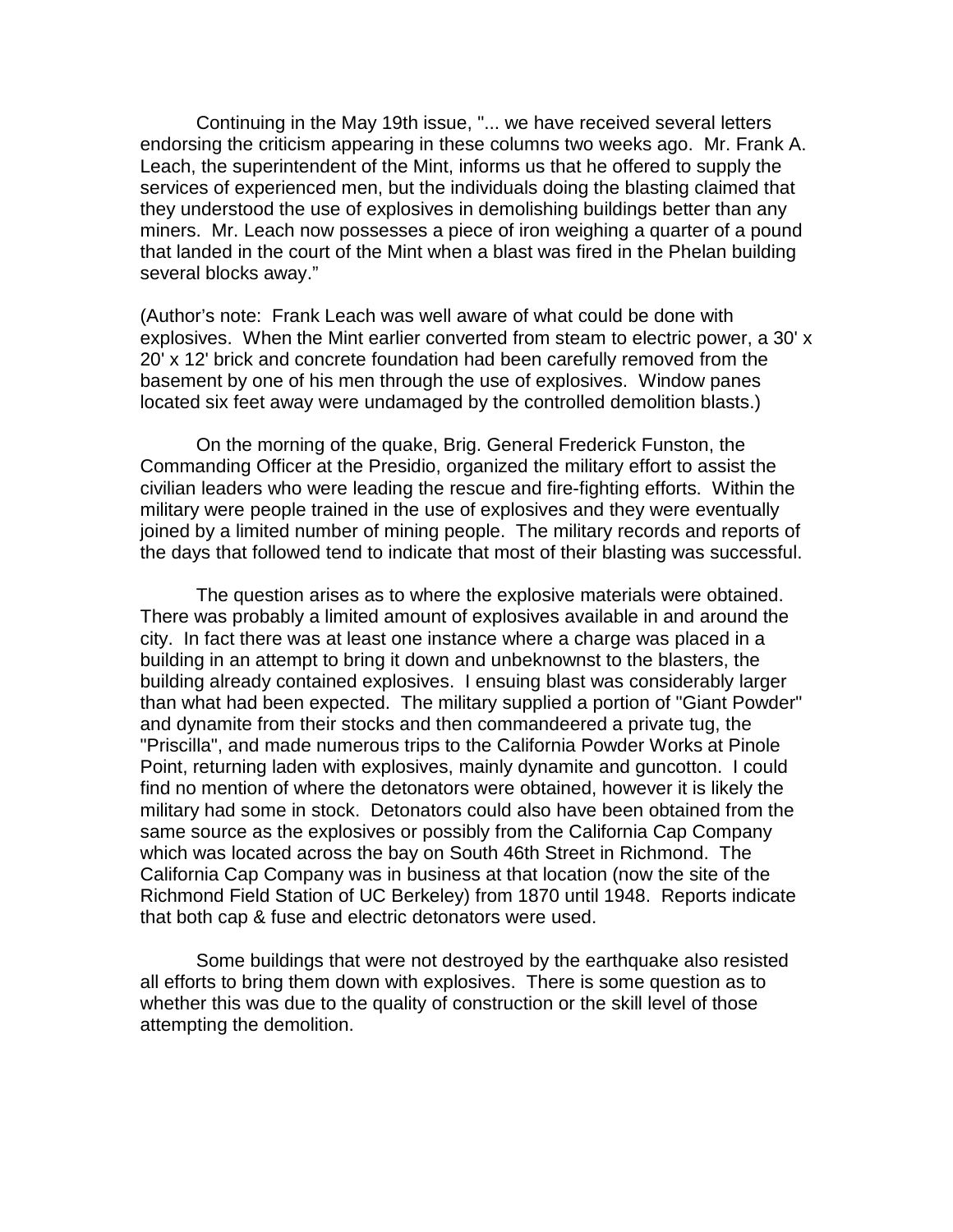Continuing in the May 19th issue, "... we have received several letters endorsing the criticism appearing in these columns two weeks ago. Mr. Frank A. Leach, the superintendent of the Mint, informs us that he offered to supply the services of experienced men, but the individuals doing the blasting claimed that they understood the use of explosives in demolishing buildings better than any miners. Mr. Leach now possesses a piece of iron weighing a quarter of a pound that landed in the court of the Mint when a blast was fired in the Phelan building several blocks away."

(Author's note: Frank Leach was well aware of what could be done with explosives. When the Mint earlier converted from steam to electric power, a 30' x 20' x 12' brick and concrete foundation had been carefully removed from the basement by one of his men through the use of explosives. Window panes located six feet away were undamaged by the controlled demolition blasts.)

On the morning of the quake, Brig. General Frederick Funston, the Commanding Officer at the Presidio, organized the military effort to assist the civilian leaders who were leading the rescue and fire-fighting efforts. Within the military were people trained in the use of explosives and they were eventually joined by a limited number of mining people. The military records and reports of the days that followed tend to indicate that most of their blasting was successful.

The question arises as to where the explosive materials were obtained. There was probably a limited amount of explosives available in and around the city. In fact there was at least one instance where a charge was placed in a building in an attempt to bring it down and unbeknownst to the blasters, the building already contained explosives. I ensuing blast was considerably larger than what had been expected. The military supplied a portion of "Giant Powder" and dynamite from their stocks and then commandeered a private tug, the "Priscilla", and made numerous trips to the California Powder Works at Pinole Point, returning laden with explosives, mainly dynamite and guncotton. I could find no mention of where the detonators were obtained, however it is likely the military had some in stock. Detonators could also have been obtained from the same source as the explosives or possibly from the California Cap Company which was located across the bay on South 46th Street in Richmond. The California Cap Company was in business at that location (now the site of the Richmond Field Station of UC Berkeley) from 1870 until 1948. Reports indicate that both cap & fuse and electric detonators were used.

Some buildings that were not destroyed by the earthquake also resisted all efforts to bring them down with explosives. There is some question as to whether this was due to the quality of construction or the skill level of those attempting the demolition.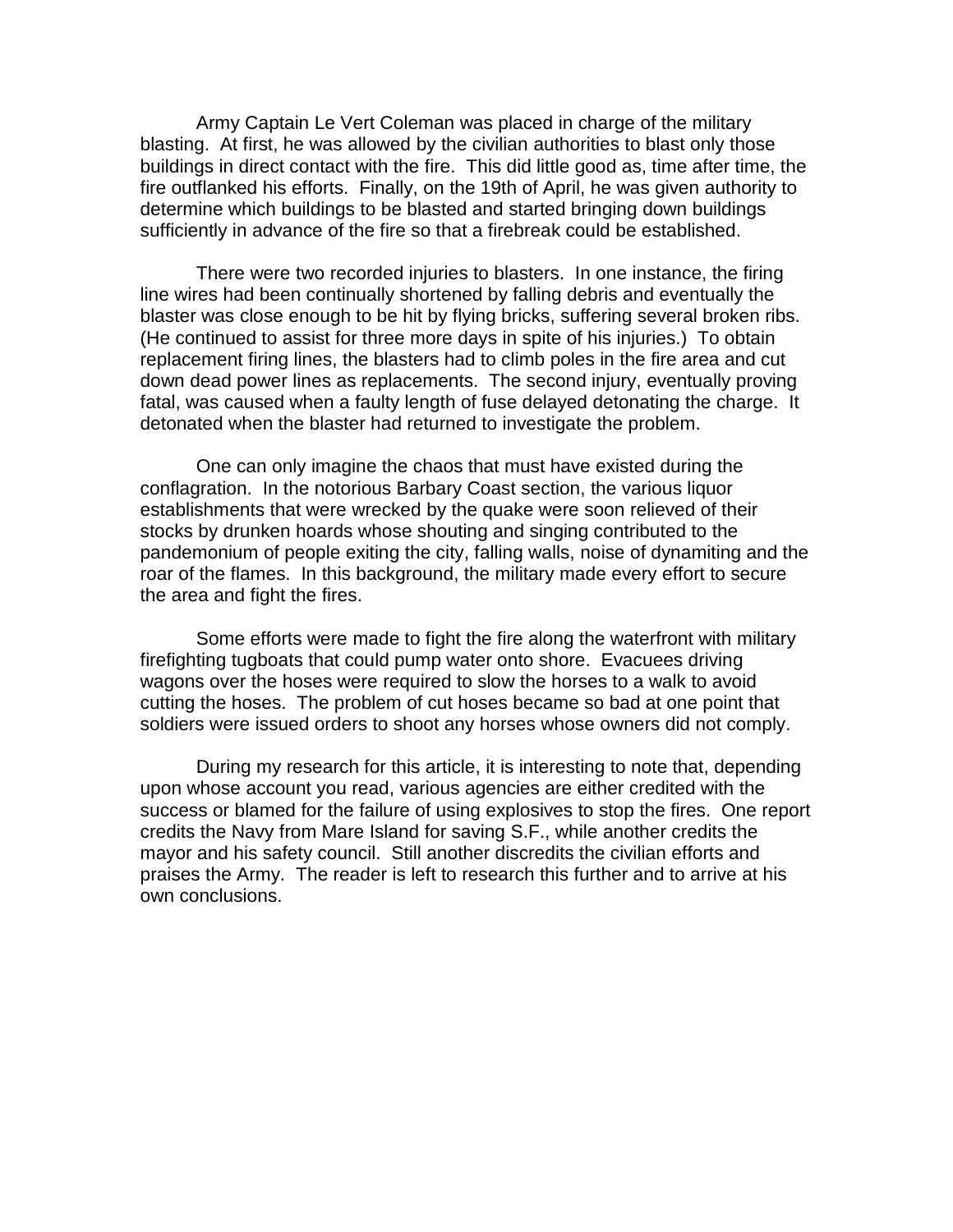Army Captain Le Vert Coleman was placed in charge of the military blasting. At first, he was allowed by the civilian authorities to blast only those buildings in direct contact with the fire. This did little good as, time after time, the fire outflanked his efforts. Finally, on the 19th of April, he was given authority to determine which buildings to be blasted and started bringing down buildings sufficiently in advance of the fire so that a firebreak could be established.

There were two recorded injuries to blasters. In one instance, the firing line wires had been continually shortened by falling debris and eventually the blaster was close enough to be hit by flying bricks, suffering several broken ribs. (He continued to assist for three more days in spite of his injuries.) To obtain replacement firing lines, the blasters had to climb poles in the fire area and cut down dead power lines as replacements. The second injury, eventually proving fatal, was caused when a faulty length of fuse delayed detonating the charge. It detonated when the blaster had returned to investigate the problem.

One can only imagine the chaos that must have existed during the conflagration. In the notorious Barbary Coast section, the various liquor establishments that were wrecked by the quake were soon relieved of their stocks by drunken hoards whose shouting and singing contributed to the pandemonium of people exiting the city, falling walls, noise of dynamiting and the roar of the flames. In this background, the military made every effort to secure the area and fight the fires.

Some efforts were made to fight the fire along the waterfront with military firefighting tugboats that could pump water onto shore. Evacuees driving wagons over the hoses were required to slow the horses to a walk to avoid cutting the hoses. The problem of cut hoses became so bad at one point that soldiers were issued orders to shoot any horses whose owners did not comply.

During my research for this article, it is interesting to note that, depending upon whose account you read, various agencies are either credited with the success or blamed for the failure of using explosives to stop the fires. One report credits the Navy from Mare Island for saving S.F., while another credits the mayor and his safety council. Still another discredits the civilian efforts and praises the Army. The reader is left to research this further and to arrive at his own conclusions.